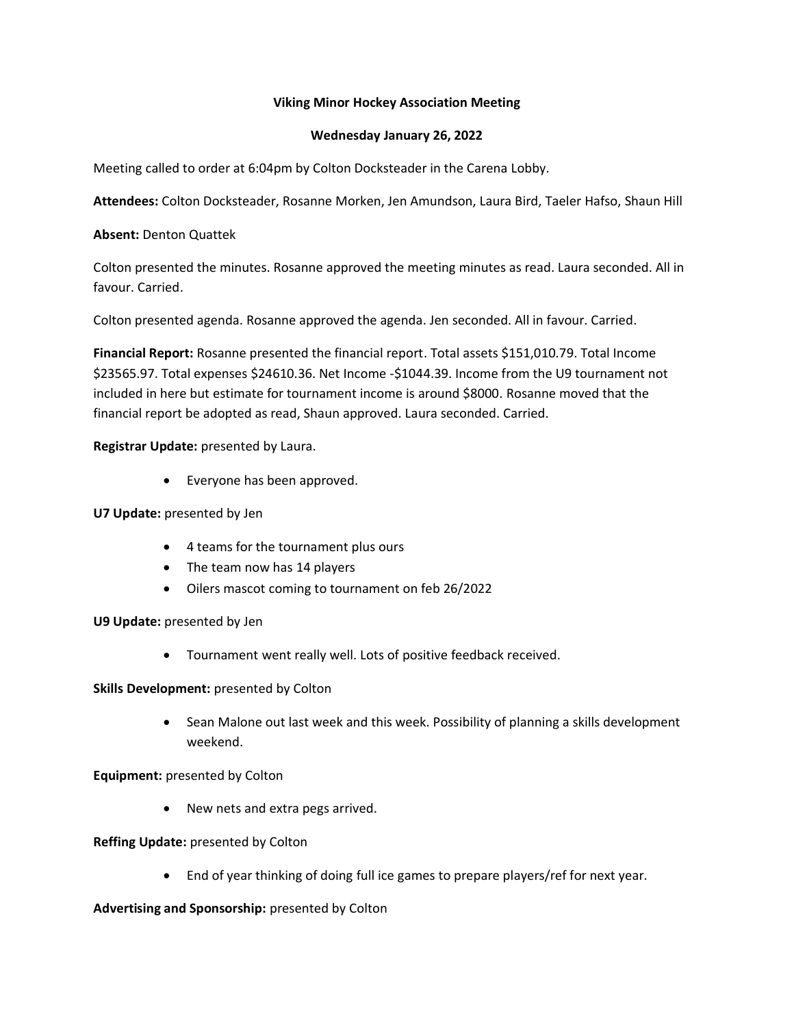**Viking Minor Hockey Association Meeting**

**Wednesday January 26, 2022**

Meeting called to order at 6:04pm by Colton Docksteader in the Carena Lobby.

**Attendees:** Colton Docksteader, Rosanne Morken, Jen Amundson, Laura Bird, Taeler Hafso, Shaun Hill

**Absent:** Denton Quattek

Colton presented the minutes. Rosanne approved the meeting minutes as read. Laura seconded. All in favour. Carried.

Colton presented agenda. Rosanne approved the agenda. Jen seconded. All in favour. Carried.

**Financial Report:** Rosanne presented the financial report. Total assets $151,010.79. Total Income $23565.97. Total expenses $24610.36. Net Income -$1044.39. Income from the U9 tournament not included in here but estimate for tournament income is around $8000. Rosanne moved that the financial report be adopted as read, Shaun approved. Laura seconded. Carried.

**Registrar Update:** presented by Laura.

- Everyone has been approved.

**U7 Update:** presented by Jen

- 4 teams for the tournament plus ours
- The team now has 14 players
- Oilers mascot coming to tournament on feb 26/2022

**U9 Update:** presented by Jen

- Tournament went really well. Lots of positive feedback received.

**Skills Development:** presented by Colton

- Sean Malone out last week and this week. Possibility of planning a skills development weekend.

**Equipment:** presented by Colton

- New nets and extra pegs arrived.

**Reffing Update:** presented by Colton

- End of year thinking of doing full ice games to prepare players/ref for next year.

**Advertising and Sponsorship:** presented by Colton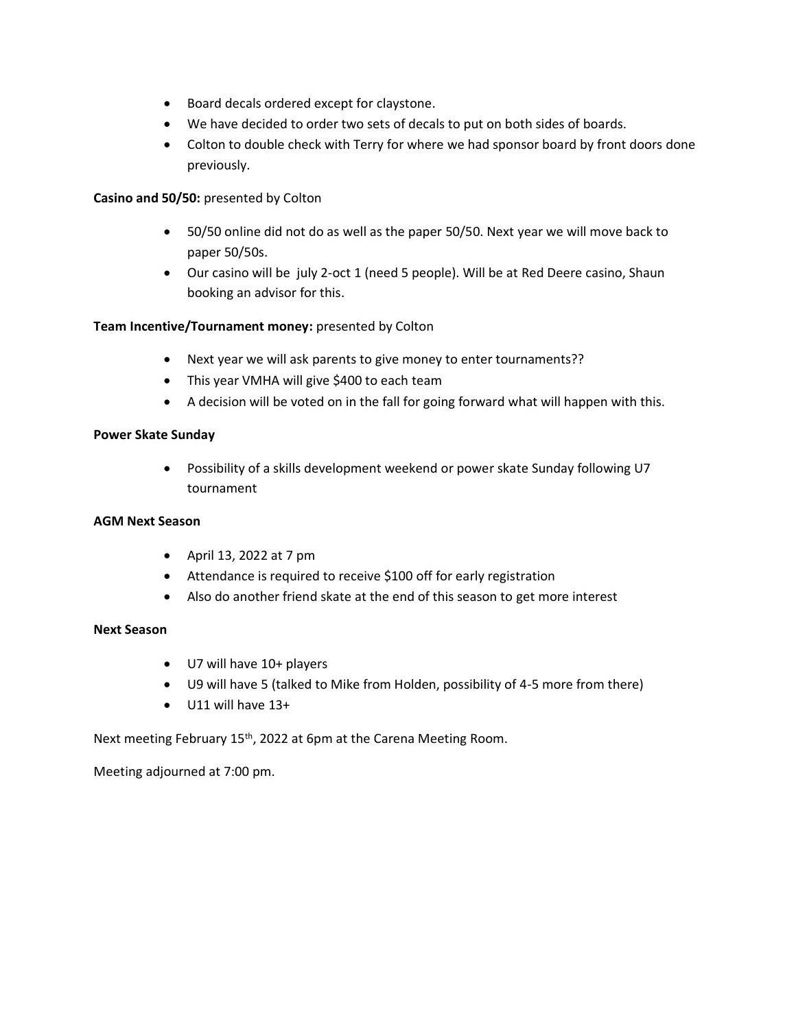- Board decals ordered except for claystone.
- We have decided to order two sets of decals to put on both sides of boards.
- Colton to double check with Terry for where we had sponsor board by front doors done previously.

**Casino and 50/50:** presented by Colton

- 50/50 online did not do as well as the paper 50/50. Next year we will move back to paper 50/50s.
- Our casino will be july 2-oct 1 (need 5 people). Will be at Red Deere casino, Shaun booking an advisor for this.

**Team Incentive/Tournament money:** presented by Colton

- Next year we will ask parents to give money to enter tournaments??
- This year VMHA will give $400 to each team
- A decision will be voted on in the fall for going forward what will happen with this.

**Power Skate Sunday**

- Possibility of a skills development weekend or power skate Sunday following U7 tournament

**AGM Next Season**

- April 13, 2022 at 7 pm
- Attendance is required to receive $100 off for early registration
- Also do another friend skate at the end of this season to get more interest

**Next Season**

- U7 will have 10+ players
- U9 will have 5 (talked to Mike from Holden, possibility of 4-5 more from there)
- U11 will have 13+

Next meeting February 15th, 2022 at 6pm at the Carena Meeting Room.

Meeting adjourned at 7:00 pm.